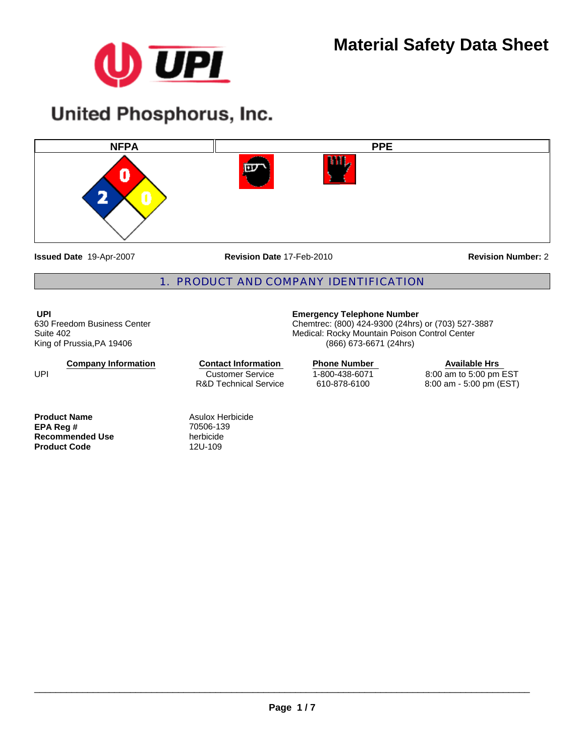# Material Safety Data Sheet

**United Phosphorus, Inc.**

| NFPA | PPE |
|---|---|
| Health: 2, Flammability: 0, Instability: 0 | |

**Issued Date** 19-Apr-2007 **Revision Date** 17-Feb-2010 **Revision Number:** 2

## 1. PRODUCT AND COMPANY IDENTIFICATION

**UPI**
630 Freedom Business Center
Suite 402
King of Prussia,PA 19406

**Emergency Telephone Number**
Chemtrec: (800) 424-9300 (24hrs) or (703) 527-3887
Medical: Rocky Mountain Poison Control Center
(866) 673-6671 (24hrs)

| Company Information | Contact Information | Phone Number | Available Hrs |
|---|---|---|---|
| UPI | Customer Service | 1-800-438-6071 | 8:00 am to 5:00 pm EST |
| | R&D Technical Service | 610-878-6100 | 8:00 am - 5:00 pm (EST) |

| | |
|---|---|
| **Product Name** | Asulox Herbicide |
| **EPA Reg #** | 70506-139 |
| **Recommended Use** | herbicide |
| **Product Code** | 12U-109 |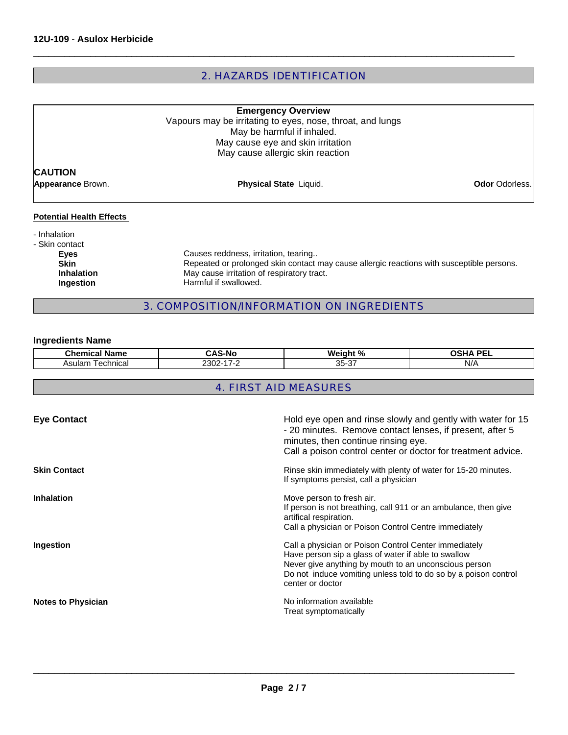## 2. HAZARDS IDENTIFICATION

**Emergency Overview**

Vapours may be irritating to eyes, nose, throat, and lungs
May be harmful if inhaled.
May cause eye and skin irritation
May cause allergic skin reaction

**CAUTION**

**Appearance** Brown. **Physical State** Liquid. **Odor** Odorless.

**Potential Health Effects**

- Inhalation
- Skin contact

**Eyes** Causes redness, irritation, tearing..
**Skin** Repeated or prolonged skin contact may cause allergic reactions with susceptible persons.
**Inhalation** May cause irritation of respiratory tract.
**Ingestion** Harmful if swallowed.

## 3. COMPOSITION/INFORMATION ON INGREDIENTS

**Ingredients Name**

| Chemical Name | CAS-No | Weight % | OSHA PEL |
|---|---|---|---|
| Asulam Technical | 2302-17-2 | 35-37 | N/A |

## 4. FIRST AID MEASURES

**Eye Contact**

Hold eye open and rinse slowly and gently with water for 15 - 20 minutes. Remove contact lenses, if present, after 5 minutes, then continue rinsing eye.
Call a poison control center or doctor for treatment advice.

**Skin Contact**

Rinse skin immediately with plenty of water for 15-20 minutes.
If symptoms persist, call a physician

**Inhalation**

Move person to fresh air.
If person is not breathing, call 911 or an ambulance, then give artifical respiration.
Call a physician or Poison Control Centre immediately

**Ingestion**

Call a physician or Poison Control Center immediately
Have person sip a glass of water if able to swallow
Never give anything by mouth to an unconscious person
Do not induce vomiting unless told to do so by a poison control center or doctor

**Notes to Physician**

No information available
Treat symptomatically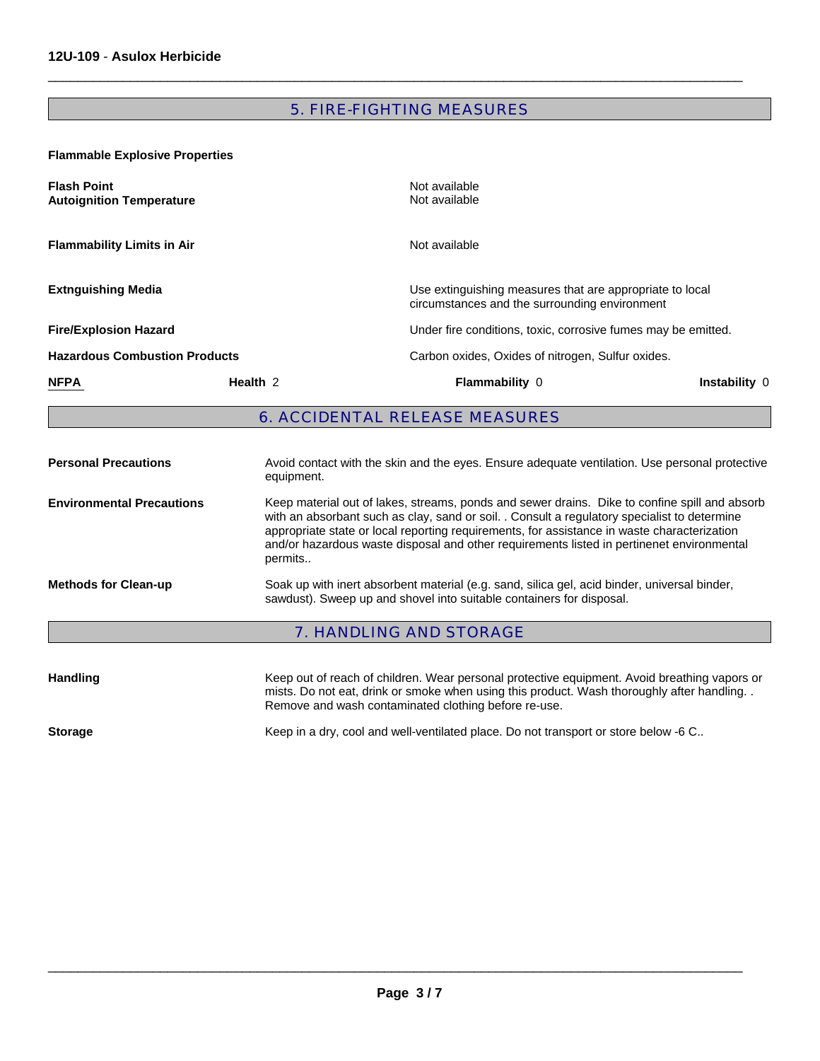## 5. FIRE-FIGHTING MEASURES

**Flammable Explosive Properties**

| | |
|---|---|
| **Flash Point** | Not available |
| **Autoignition Temperature** | Not available |
| **Flammability Limits in Air** | Not available |
| **Extnguishing Media** | Use extinguishing measures that are appropriate to local circumstances and the surrounding environment |
| **Fire/Explosion Hazard** | Under fire conditions, toxic, corrosive fumes may be emitted. |
| **Hazardous Combustion Products** | Carbon oxides, Oxides of nitrogen, Sulfur oxides. |

| **NFPA** | **Health** 2 | **Flammability** 0 | **Instability** 0 |
|---|---|---|---|

## 6. ACCIDENTAL RELEASE MEASURES

| | |
|---|---|
| **Personal Precautions** | Avoid contact with the skin and the eyes. Ensure adequate ventilation. Use personal protective equipment. |
| **Environmental Precautions** | Keep material out of lakes, streams, ponds and sewer drains. Dike to confine spill and absorb with an absorbant such as clay, sand or soil. . Consult a regulatory specialist to determine appropriate state or local reporting requirements, for assistance in waste characterization and/or hazardous waste disposal and other requirements listed in pertinenet environmental permits.. |
| **Methods for Clean-up** | Soak up with inert absorbent material (e.g. sand, silica gel, acid binder, universal binder, sawdust). Sweep up and shovel into suitable containers for disposal. |

## 7. HANDLING AND STORAGE

| | |
|---|---|
| **Handling** | Keep out of reach of children. Wear personal protective equipment. Avoid breathing vapors or mists. Do not eat, drink or smoke when using this product. Wash thoroughly after handling. . Remove and wash contaminated clothing before re-use. |
| **Storage** | Keep in a dry, cool and well-ventilated place. Do not transport or store below -6 C.. |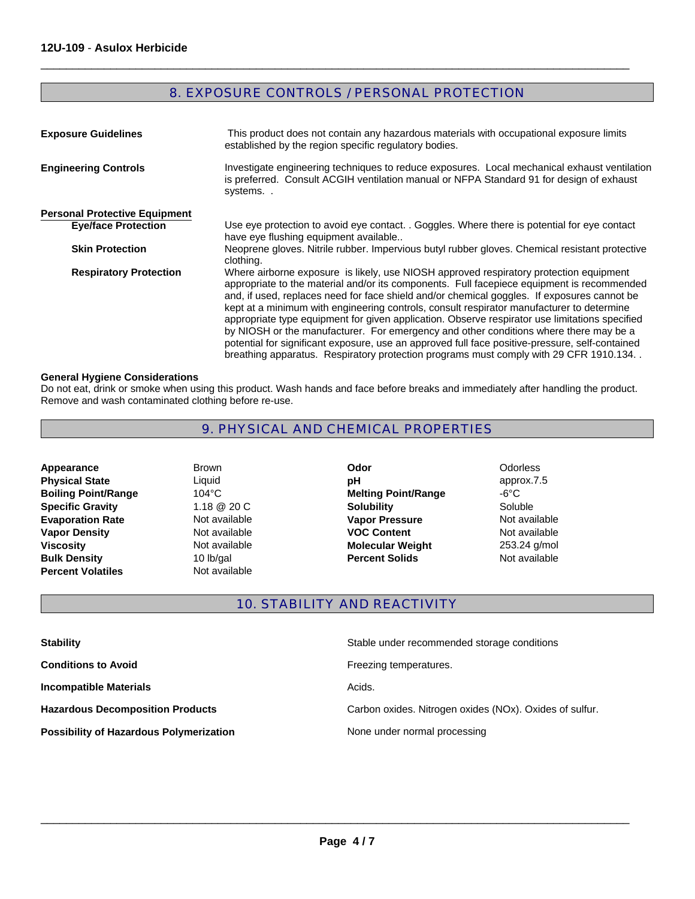## 8. EXPOSURE CONTROLS / PERSONAL PROTECTION

**Exposure Guidelines**

This product does not contain any hazardous materials with occupational exposure limits established by the region specific regulatory bodies.

**Engineering Controls**

Investigate engineering techniques to reduce exposures. Local mechanical exhaust ventilation is preferred. Consult ACGIH ventilation manual or NFPA Standard 91 for design of exhaust systems. .

**Personal Protective Equipment**

**Eye/face Protection**

Use eye protection to avoid eye contact. . Goggles. Where there is potential for eye contact have eye flushing equipment available..

**Skin Protection**

Neoprene gloves. Nitrile rubber. Impervious butyl rubber gloves. Chemical resistant protective clothing.

**Respiratory Protection**

Where airborne exposure is likely, use NIOSH approved respiratory protection equipment appropriate to the material and/or its components. Full facepiece equipment is recommended and, if used, replaces need for face shield and/or chemical goggles. If exposures cannot be kept at a minimum with engineering controls, consult respirator manufacturer to determine appropriate type equipment for given application. Observe respirator use limitations specified by NIOSH or the manufacturer. For emergency and other conditions where there may be a potential for significant exposure, use an approved full face positive-pressure, self-contained breathing apparatus. Respiratory protection programs must comply with 29 CFR 1910.134. .

**General Hygiene Considerations**

Do not eat, drink or smoke when using this product. Wash hands and face before breaks and immediately after handling the product. Remove and wash contaminated clothing before re-use.

## 9. PHYSICAL AND CHEMICAL PROPERTIES

| Property | Value | Property | Value |
|---|---|---|---|
| **Appearance** | Brown | **Odor** | Odorless |
| **Physical State** | Liquid | **pH** | approx.7.5 |
| **Boiling Point/Range** | 104°C | **Melting Point/Range** | -6°C |
| **Specific Gravity** | 1.18 @ 20 C | **Solubility** | Soluble |
| **Evaporation Rate** | Not available | **Vapor Pressure** | Not available |
| **Vapor Density** | Not available | **VOC Content** | Not available |
| **Viscosity** | Not available | **Molecular Weight** | 253.24 g/mol |
| **Bulk Density** | 10 lb/gal | **Percent Solids** | Not available |
| **Percent Volatiles** | Not available | | |

## 10. STABILITY AND REACTIVITY

| | |
|---|---|
| **Stability** | Stable under recommended storage conditions |
| **Conditions to Avoid** | Freezing temperatures. |
| **Incompatible Materials** | Acids. |
| **Hazardous Decomposition Products** | Carbon oxides. Nitrogen oxides (NOx). Oxides of sulfur. |
| **Possibility of Hazardous Polymerization** | None under normal processing |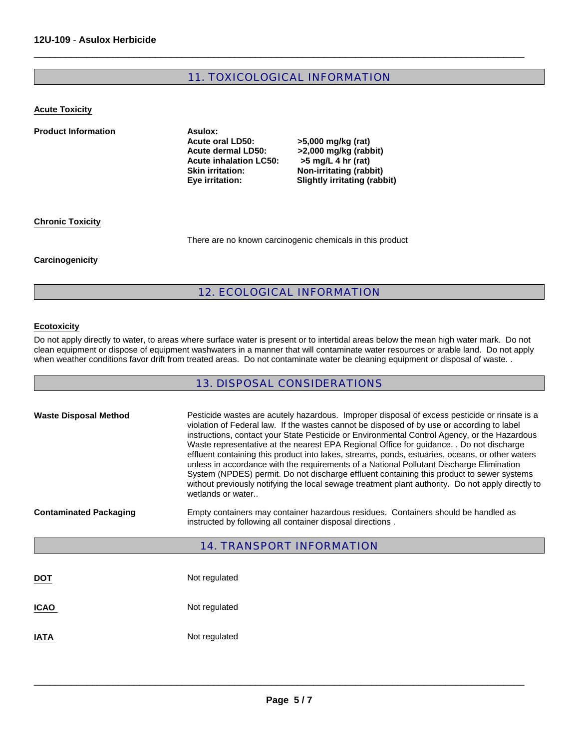## 11. TOXICOLOGICAL INFORMATION

### Acute Toxicity

**Product Information**

**Asulox:**

| | |
|---|---|
| **Acute oral LD50:** | **>5,000 mg/kg (rat)** |
| **Acute dermal LD50:** | **>2,000 mg/kg (rabbit)** |
| **Acute inhalation LC50:** | **>5 mg/L 4 hr (rat)** |
| **Skin irritation:** | **Non-irritating (rabbit)** |
| **Eye irritation:** | **Slightly irritating (rabbit)** |

### Chronic Toxicity

There are no known carcinogenic chemicals in this product

**Carcinogenicity**

## 12. ECOLOGICAL INFORMATION

### Ecotoxicity

Do not apply directly to water, to areas where surface water is present or to intertidal areas below the mean high water mark. Do not clean equipment or dispose of equipment washwaters in a manner that will contaminate water resources or arable land. Do not apply when weather conditions favor drift from treated areas. Do not contaminate water be cleaning equipment or disposal of waste. .

## 13. DISPOSAL CONSIDERATIONS

**Waste Disposal Method**

Pesticide wastes are acutely hazardous. Improper disposal of excess pesticide or rinsate is a violation of Federal law. If the wastes cannot be disposed of by use or according to label instructions, contact your State Pesticide or Environmental Control Agency, or the Hazardous Waste representative at the nearest EPA Regional Office for guidance. . Do not discharge effluent containing this product into lakes, streams, ponds, estuaries, oceans, or other waters unless in accordance with the requirements of a National Pollutant Discharge Elimination System (NPDES) permit. Do not discharge effluent containing this product to sewer systems without previously notifying the local sewage treatment plant authority. Do not apply directly to wetlands or water..

**Contaminated Packaging**

Empty containers may container hazardous residues. Containers should be handled as instructed by following all container disposal directions .

## 14. TRANSPORT INFORMATION

**DOT** Not regulated

**ICAO** Not regulated

**IATA** Not regulated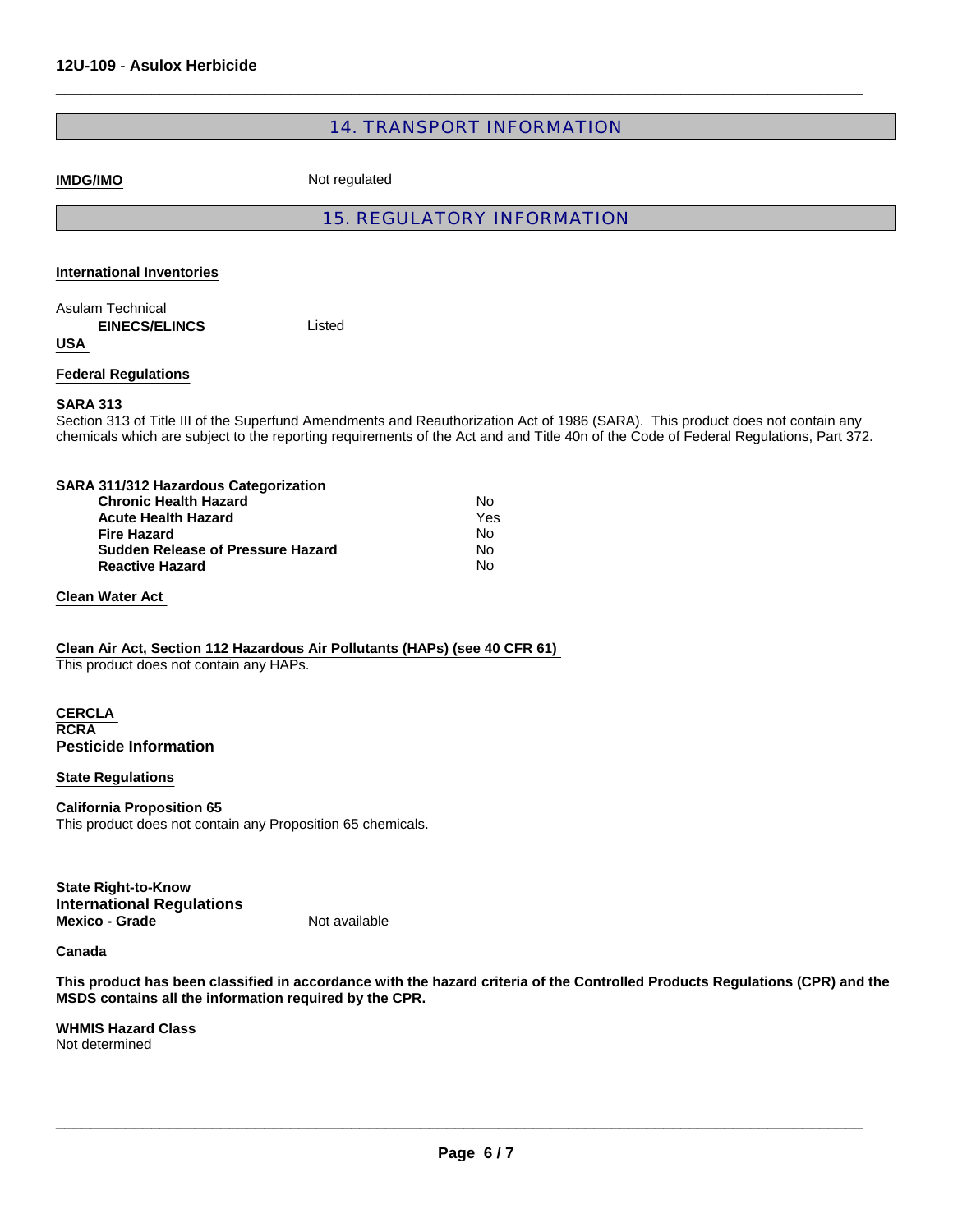## 14. TRANSPORT INFORMATION

**IMDG/IMO** Not regulated

## 15. REGULATORY INFORMATION

**International Inventories**

Asulam Technical

| | |
|---|---|
| **EINECS/ELINCS** | Listed |

**USA**

**Federal Regulations**

**SARA 313**

Section 313 of Title III of the Superfund Amendments and Reauthorization Act of 1986 (SARA). This product does not contain any chemicals which are subject to the reporting requirements of the Act and and Title 40n of the Code of Federal Regulations, Part 372.

**SARA 311/312 Hazardous Categorization**

| | |
|---|---|
| **Chronic Health Hazard** | No |
| **Acute Health Hazard** | Yes |
| **Fire Hazard** | No |
| **Sudden Release of Pressure Hazard** | No |
| **Reactive Hazard** | No |

**Clean Water Act**

**Clean Air Act, Section 112 Hazardous Air Pollutants (HAPs) (see 40 CFR 61)**

This product does not contain any HAPs.

**CERCLA**

**RCRA**

**Pesticide Information**

**State Regulations**

**California Proposition 65**

This product does not contain any Proposition 65 chemicals.

**State Right-to-Know**

**International Regulations**

**Mexico - Grade** Not available

**Canada**

**This product has been classified in accordance with the hazard criteria of the Controlled Products Regulations (CPR) and the MSDS contains all the information required by the CPR.**

**WHMIS Hazard Class**

Not determined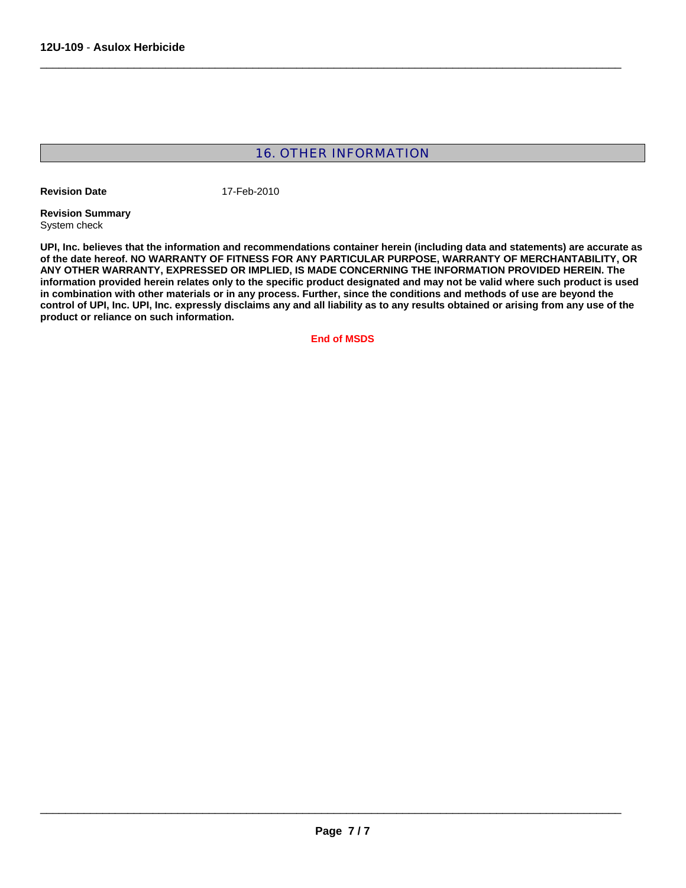## 16. OTHER INFORMATION

**Revision Date** 17-Feb-2010

**Revision Summary**
System check

**UPI, Inc. believes that the information and recommendations container herein (including data and statements) are accurate as of the date hereof. NO WARRANTY OF FITNESS FOR ANY PARTICULAR PURPOSE, WARRANTY OF MERCHANTABILITY, OR ANY OTHER WARRANTY, EXPRESSED OR IMPLIED, IS MADE CONCERNING THE INFORMATION PROVIDED HEREIN. The information provided herein relates only to the specific product designated and may not be valid where such product is used in combination with other materials or in any process. Further, since the conditions and methods of use are beyond the control of UPI, Inc. UPI, Inc. expressly disclaims any and all liability as to any results obtained or arising from any use of the product or reliance on such information.**

**End of MSDS**